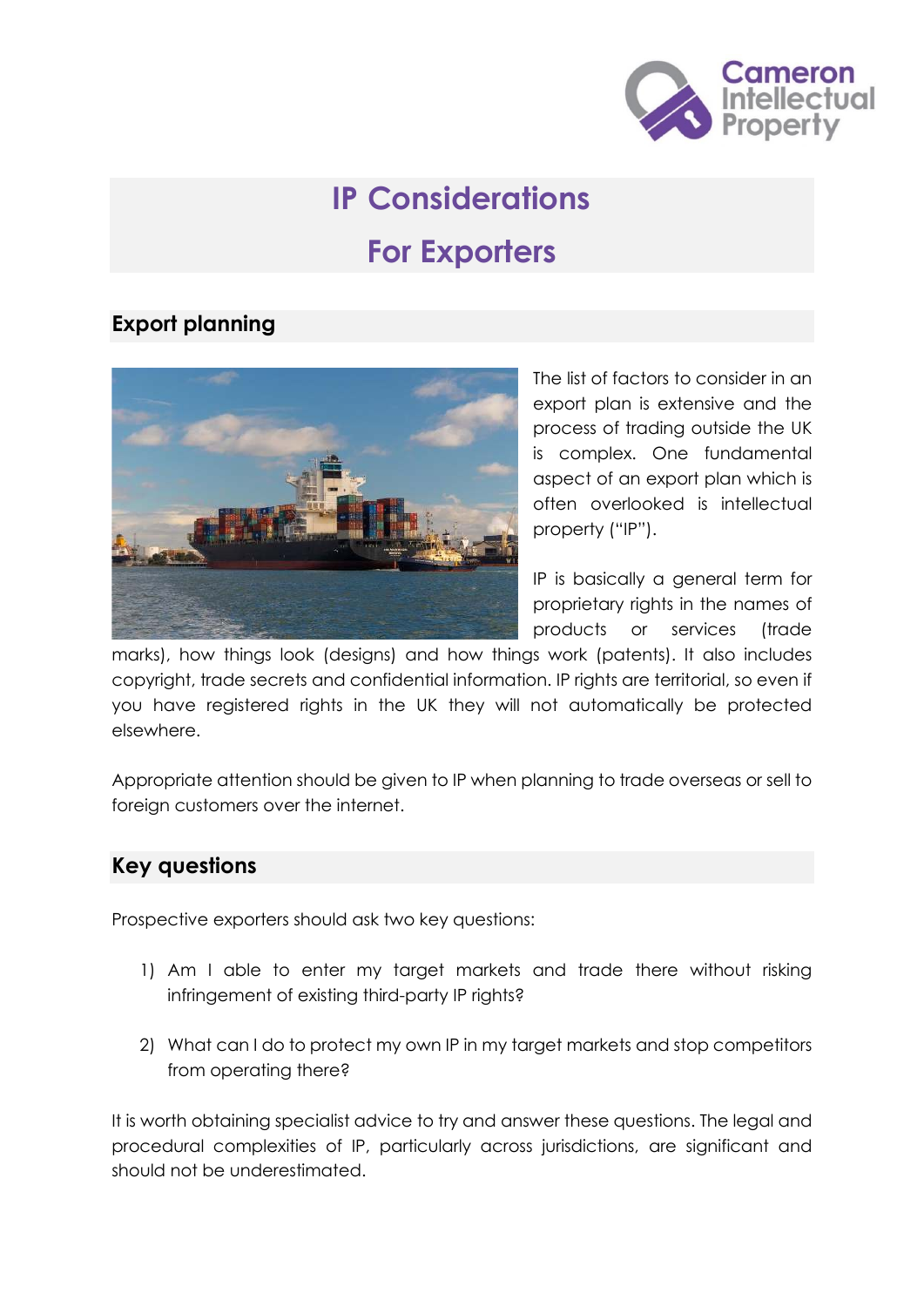# IP Considerations For Exporters

## Export planning

The list of factors to consider in an export plan is extensive and the process of trading outside the UK is complex. One fundamental aspect of an export plan which is often overlooked is intellectual property ("IP").

IP is basically a general term for proprietary rights in the names of products or services (trade marks), how things look (designs) and how things work (patents). It also includes copyright, trade secrets and confidential information. IP rights are territorial, so even if you have registered rights in the UK they will not automatically be protected elsewhere.

Appropriate attention should be given to IP when planning to trade overseas or sell to foreign customers over the internet.

## Key questions

Prospective exporters should ask two key questions:

1) Am I able to enter my target markets and trade there without risking infringement of existing third-party IP rights?

2) What can I do to protect my own IP in my target markets and stop competitors from operating there?

It is worth obtaining specialist advice to try and answer these questions. The legal and procedural complexities of IP, particularly across jurisdictions, are significant and should not be underestimated.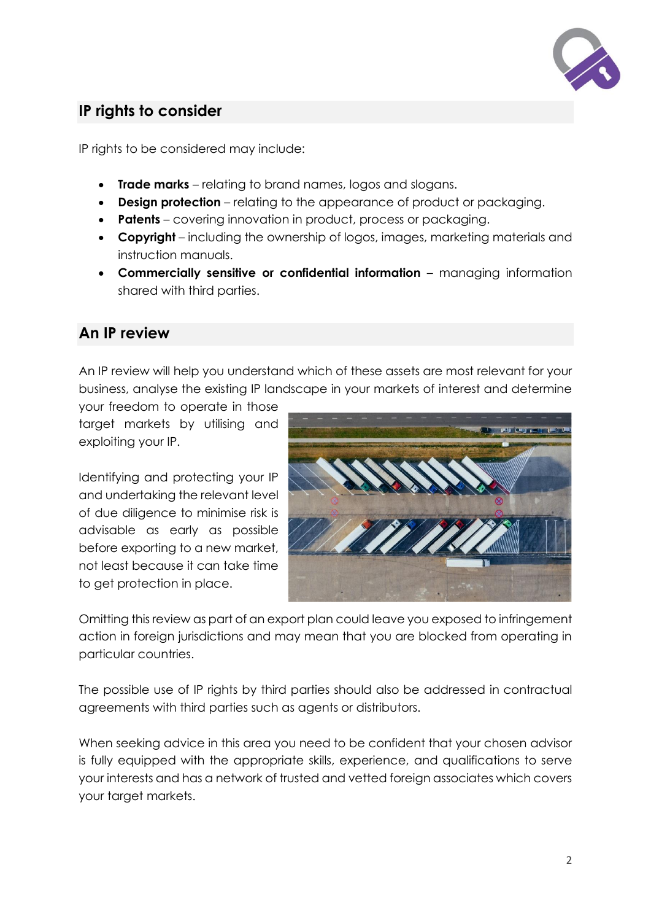## IP rights to consider

IP rights to be considered may include:

- **Trade marks** – relating to brand names, logos and slogans.
- **Design protection** – relating to the appearance of product or packaging.
- **Patents** – covering innovation in product, process or packaging.
- **Copyright** – including the ownership of logos, images, marketing materials and instruction manuals.
- **Commercially sensitive or confidential information** – managing information shared with third parties.

## An IP review

An IP review will help you understand which of these assets are most relevant for your business, analyse the existing IP landscape in your markets of interest and determine your freedom to operate in those target markets by utilising and exploiting your IP.

Identifying and protecting your IP and undertaking the relevant level of due diligence to minimise risk is advisable as early as possible before exporting to a new market, not least because it can take time to get protection in place.

Omitting this review as part of an export plan could leave you exposed to infringement action in foreign jurisdictions and may mean that you are blocked from operating in particular countries.

The possible use of IP rights by third parties should also be addressed in contractual agreements with third parties such as agents or distributors.

When seeking advice in this area you need to be confident that your chosen advisor is fully equipped with the appropriate skills, experience, and qualifications to serve your interests and has a network of trusted and vetted foreign associates which covers your target markets.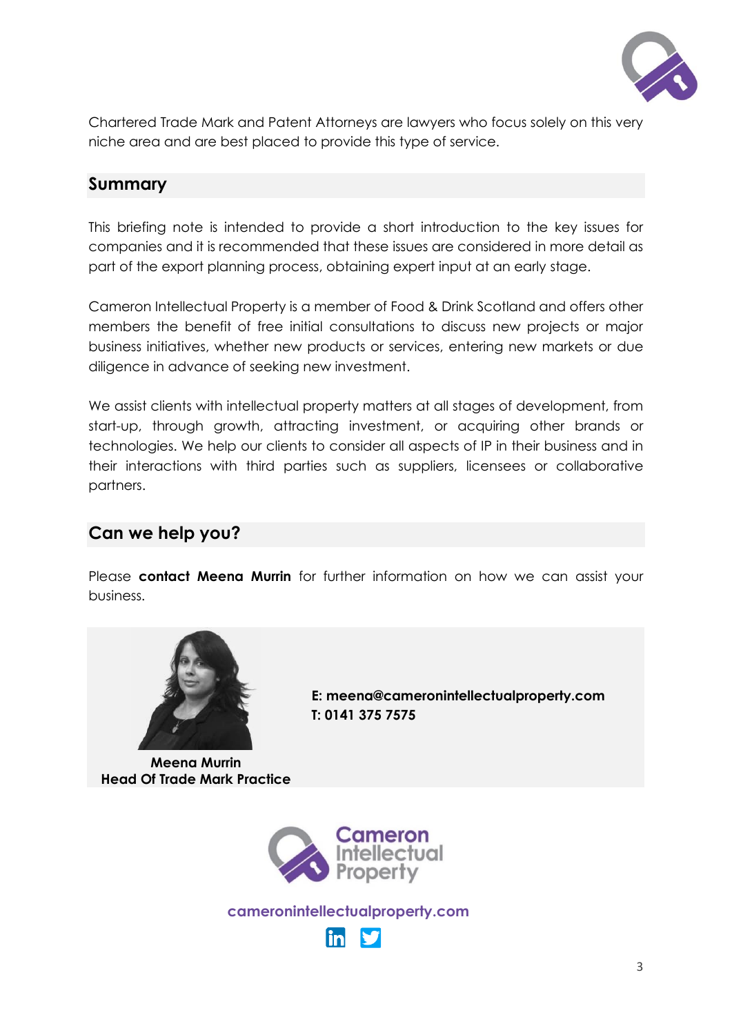Chartered Trade Mark and Patent Attorneys are lawyers who focus solely on this very niche area and are best placed to provide this type of service.

## Summary

This briefing note is intended to provide a short introduction to the key issues for companies and it is recommended that these issues are considered in more detail as part of the export planning process, obtaining expert input at an early stage.

Cameron Intellectual Property is a member of Food & Drink Scotland and offers other members the benefit of free initial consultations to discuss new projects or major business initiatives, whether new products or services, entering new markets or due diligence in advance of seeking new investment.

We assist clients with intellectual property matters at all stages of development, from start-up, through growth, attracting investment, or acquiring other brands or technologies. We help our clients to consider all aspects of IP in their business and in their interactions with third parties such as suppliers, licensees or collaborative partners.

## Can we help you?

Please **contact Meena Murrin** for further information on how we can assist your business.

**E: meena@cameronintellectualproperty.com**
**T: 0141 375 7575**

**Meena Murrin**
**Head Of Trade Mark Practice**

Cameron Intellectual Property

cameronintellectualproperty.com